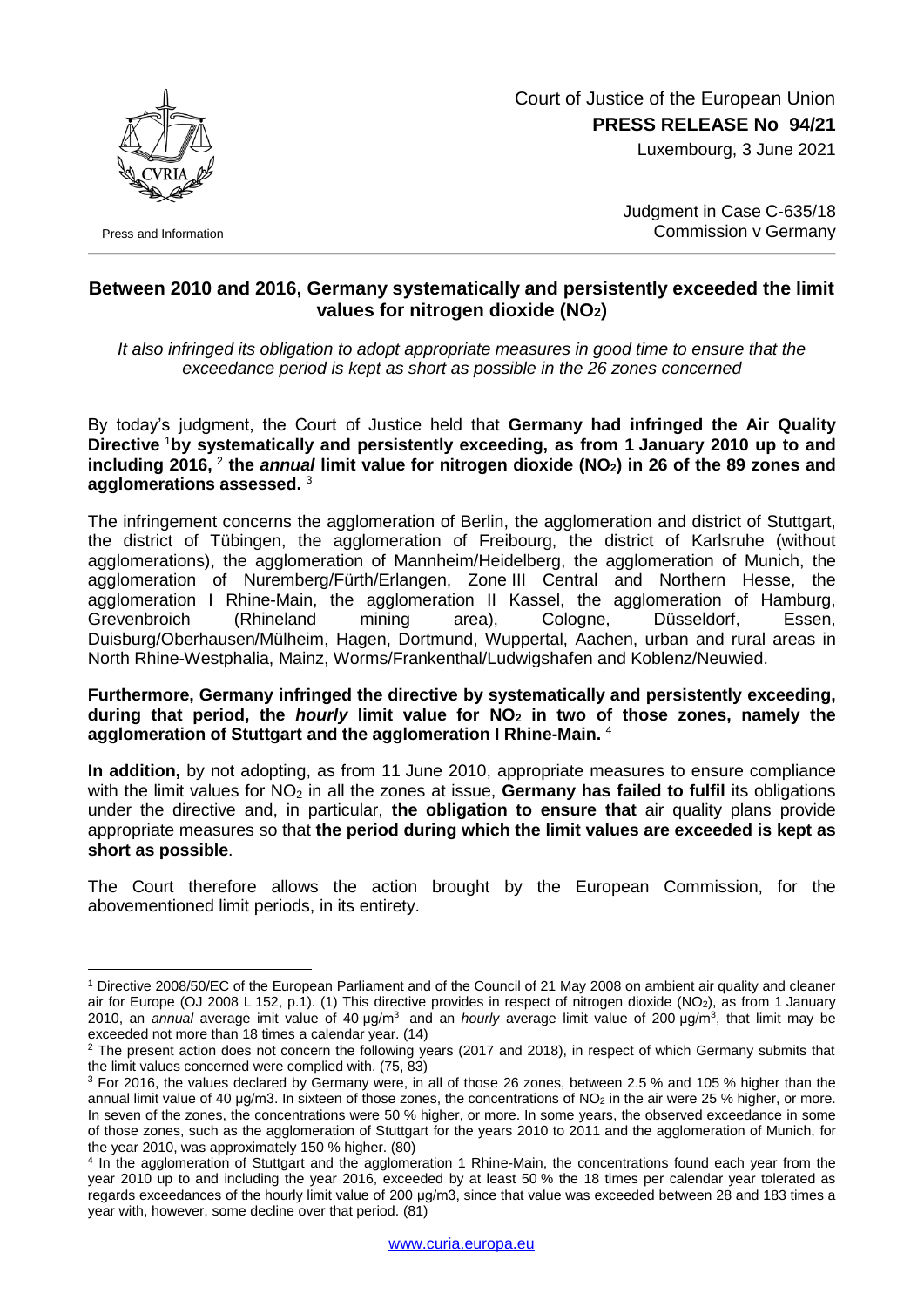Court of Justice of the European Union

**PRESS RELEASE No 94/21**

Luxembourg, 3 June 2021

Press and Information

Judgment in Case C-635/18
Commission v Germany

## Between 2010 and 2016, Germany systematically and persistently exceeded the limit values for nitrogen dioxide ($NO_2$)

*It also infringed its obligation to adopt appropriate measures in good time to ensure that the exceedance period is kept as short as possible in the 26 zones concerned*

By today's judgment, the Court of Justice held that **Germany had infringed the Air Quality Directive** [1]**by systematically and persistently exceeding, as from 1 January 2010 up to and including 2016,** [2] **the *annual* limit value for nitrogen dioxide ($NO_2$) in 26 of the 89 zones and agglomerations assessed.** [3]

The infringement concerns the agglomeration of Berlin, the agglomeration and district of Stuttgart, the district of Tübingen, the agglomeration of Freibourg, the district of Karlsruhe (without agglomerations), the agglomeration of Mannheim/Heidelberg, the agglomeration of Munich, the agglomeration of Nuremberg/Fürth/Erlangen, Zone III Central and Northern Hesse, the agglomeration I Rhine-Main, the agglomeration II Kassel, the agglomeration of Hamburg, Grevenbroich (Rhineland mining area), Cologne, Düsseldorf, Essen, Duisburg/Oberhausen/Mülheim, Hagen, Dortmund, Wuppertal, Aachen, urban and rural areas in North Rhine-Westphalia, Mainz, Worms/Frankenthal/Ludwigshafen and Koblenz/Neuwied.

**Furthermore, Germany infringed the directive by systematically and persistently exceeding, during that period, the *hourly* limit value for $NO_2$ in two of those zones, namely the agglomeration of Stuttgart and the agglomeration I Rhine-Main.** [4]

**In addition,** by not adopting, as from 11 June 2010, appropriate measures to ensure compliance with the limit values for $NO_2$ in all the zones at issue, **Germany has failed to fulfil** its obligations under the directive and, in particular, **the obligation to ensure that** air quality plans provide appropriate measures so that **the period during which the limit values are exceeded is kept as short as possible**.

The Court therefore allows the action brought by the European Commission, for the abovementioned limit periods, in its entirety.

---

[1] Directive 2008/50/EC of the European Parliament and of the Council of 21 May 2008 on ambient air quality and cleaner air for Europe (OJ 2008 L 152, p.1). (1) This directive provides in respect of nitrogen dioxide ($NO_2$), as from 1 January 2010, an *annual* average imit value of 40 µg/m$^3$ and an *hourly* average limit value of 200 µg/m$^3$, that limit may be exceeded not more than 18 times a calendar year. (14)

[2] The present action does not concern the following years (2017 and 2018), in respect of which Germany submits that the limit values concerned were complied with. (75, 83)

[3] For 2016, the values declared by Germany were, in all of those 26 zones, between 2.5 % and 105 % higher than the annual limit value of 40 µg/m3. In sixteen of those zones, the concentrations of $NO_2$ in the air were 25 % higher, or more. In seven of the zones, the concentrations were 50 % higher, or more. In some years, the observed exceedance in some of those zones, such as the agglomeration of Stuttgart for the years 2010 to 2011 and the agglomeration of Munich, for the year 2010, was approximately 150 % higher. (80)

[4] In the agglomeration of Stuttgart and the agglomeration 1 Rhine-Main, the concentrations found each year from the year 2010 up to and including the year 2016, exceeded by at least 50 % the 18 times per calendar year tolerated as regards exceedances of the hourly limit value of 200 µg/m3, since that value was exceeded between 28 and 183 times a year with, however, some decline over that period. (81)

www.curia.europa.eu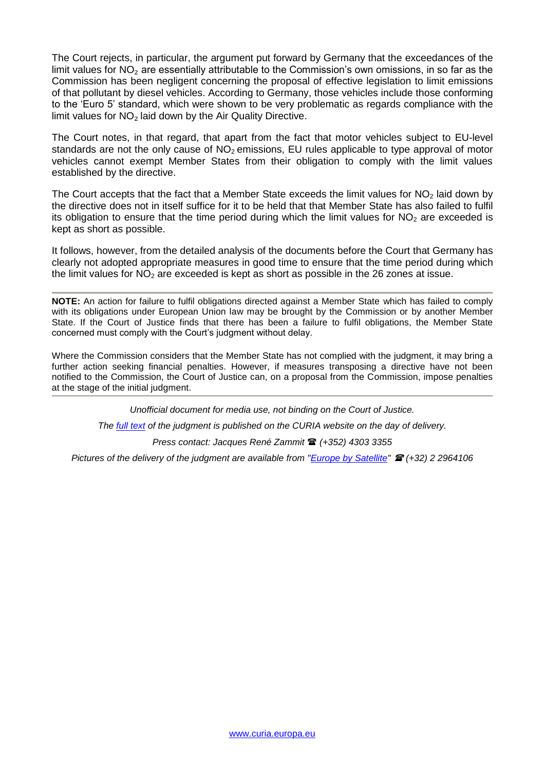The Court rejects, in particular, the argument put forward by Germany that the exceedances of the limit values for $NO_2$ are essentially attributable to the Commission's own omissions, in so far as the Commission has been negligent concerning the proposal of effective legislation to limit emissions of that pollutant by diesel vehicles. According to Germany, those vehicles include those conforming to the 'Euro 5' standard, which were shown to be very problematic as regards compliance with the limit values for $NO_2$ laid down by the Air Quality Directive.

The Court notes, in that regard, that apart from the fact that motor vehicles subject to EU-level standards are not the only cause of $NO_2$ emissions, EU rules applicable to type approval of motor vehicles cannot exempt Member States from their obligation to comply with the limit values established by the directive.

The Court accepts that the fact that a Member State exceeds the limit values for $NO_2$ laid down by the directive does not in itself suffice for it to be held that that Member State has also failed to fulfil its obligation to ensure that the time period during which the limit values for $NO_2$ are exceeded is kept as short as possible.

It follows, however, from the detailed analysis of the documents before the Court that Germany has clearly not adopted appropriate measures in good time to ensure that the time period during which the limit values for $NO_2$ are exceeded is kept as short as possible in the 26 zones at issue.

---

**NOTE:** An action for failure to fulfil obligations directed against a Member State which has failed to comply with its obligations under European Union law may be brought by the Commission or by another Member State. If the Court of Justice finds that there has been a failure to fulfil obligations, the Member State concerned must comply with the Court's judgment without delay.

Where the Commission considers that the Member State has not complied with the judgment, it may bring a further action seeking financial penalties. However, if measures transposing a directive have not been notified to the Commission, the Court of Justice can, on a proposal from the Commission, impose penalties at the stage of the initial judgment.

---

*Unofficial document for media use, not binding on the Court of Justice.*

*The full text of the judgment is published on the CURIA website on the day of delivery.*

*Press contact: Jacques René Zammit ☎ (+352) 4303 3355*

*Pictures of the delivery of the judgment are available from "Europe by Satellite" ☎ (+32) 2 2964106*

www.curia.europa.eu